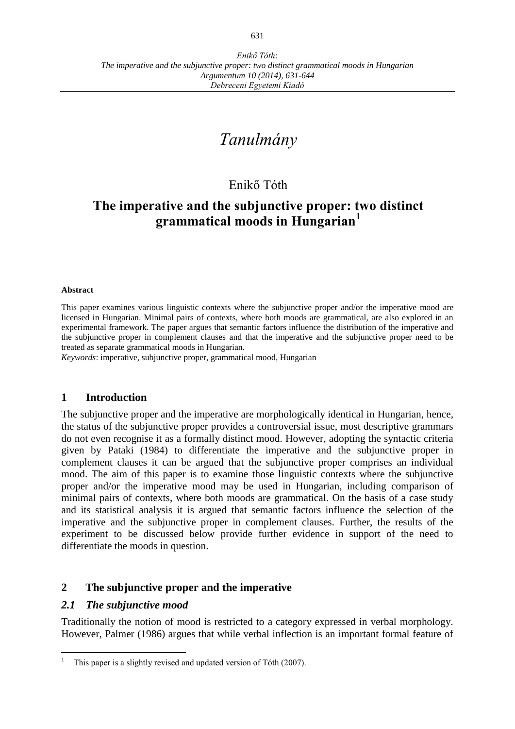*Enikő Tóth:*
*The imperative and the subjunctive proper: two distinct grammatical moods in Hungarian*
*Argumentum 10 (2014), 631-644*
*Debreceni Egyetemi Kiadó*

# *Tanulmány*

Enikő Tóth

# The imperative and the subjunctive proper: two distinct grammatical moods in Hungarian[1]

**Abstract**

This paper examines various linguistic contexts where the subjunctive proper and/or the imperative mood are licensed in Hungarian. Minimal pairs of contexts, where both moods are grammatical, are also explored in an experimental framework. The paper argues that semantic factors influence the distribution of the imperative and the subjunctive proper in complement clauses and that the imperative and the subjunctive proper need to be treated as separate grammatical moods in Hungarian.

*Keywords*: imperative, subjunctive proper, grammatical mood, Hungarian

## 1 Introduction

The subjunctive proper and the imperative are morphologically identical in Hungarian, hence, the status of the subjunctive proper provides a controversial issue, most descriptive grammars do not even recognise it as a formally distinct mood. However, adopting the syntactic criteria given by Pataki (1984) to differentiate the imperative and the subjunctive proper in complement clauses it can be argued that the subjunctive proper comprises an individual mood. The aim of this paper is to examine those linguistic contexts where the subjunctive proper and/or the imperative mood may be used in Hungarian, including comparison of minimal pairs of contexts, where both moods are grammatical. On the basis of a case study and its statistical analysis it is argued that semantic factors influence the selection of the imperative and the subjunctive proper in complement clauses. Further, the results of the experiment to be discussed below provide further evidence in support of the need to differentiate the moods in question.

## 2 The subjunctive proper and the imperative

### *2.1 The subjunctive mood*

Traditionally the notion of mood is restricted to a category expressed in verbal morphology. However, Palmer (1986) argues that while verbal inflection is an important formal feature of

---

[1] This paper is a slightly revised and updated version of Tóth (2007).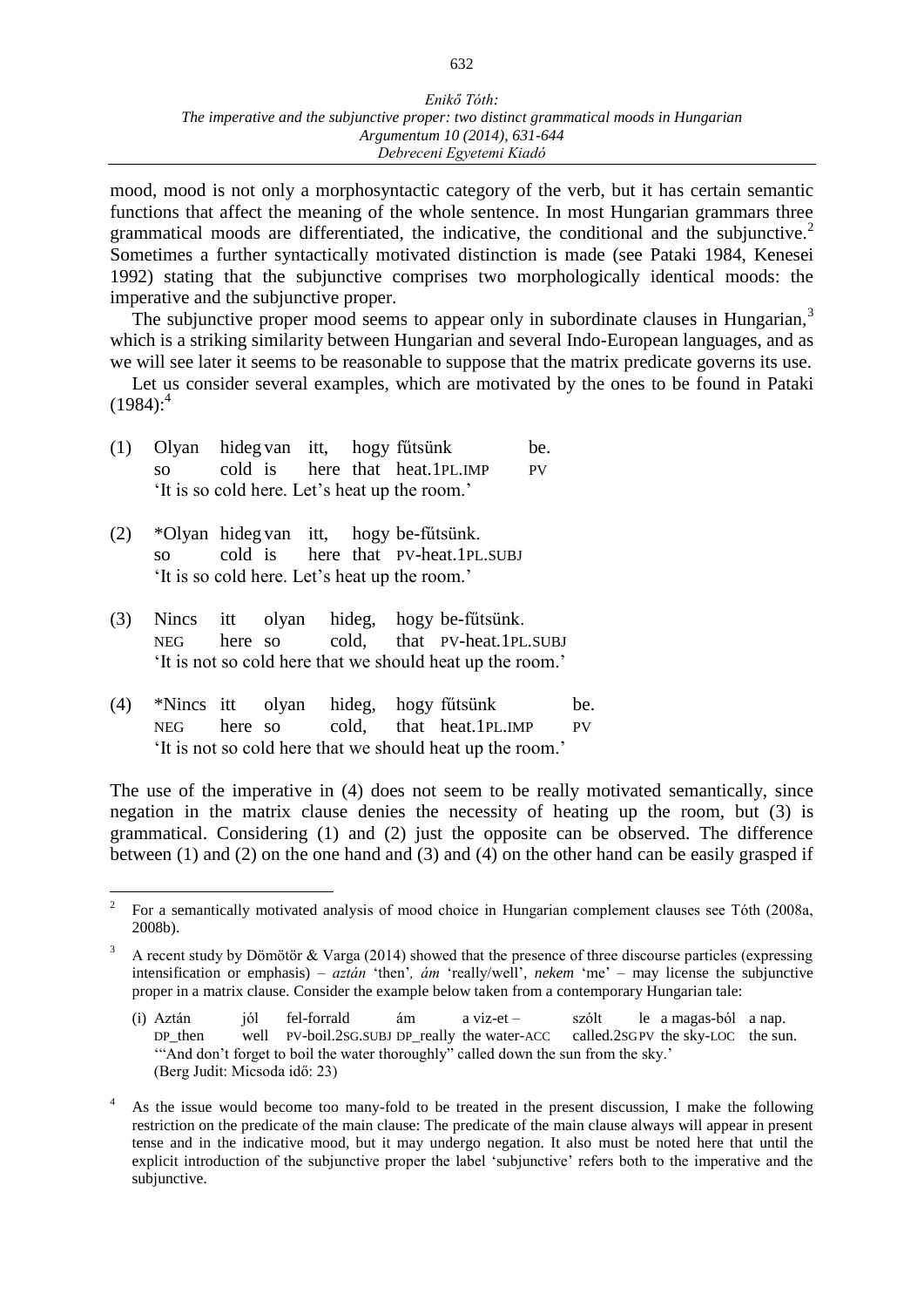mood, mood is not only a morphosyntactic category of the verb, but it has certain semantic functions that affect the meaning of the whole sentence. In most Hungarian grammars three grammatical moods are differentiated, the indicative, the conditional and the subjunctive.[2] Sometimes a further syntactically motivated distinction is made (see Pataki 1984, Kenesei 1992) stating that the subjunctive comprises two morphologically identical moods: the imperative and the subjunctive proper.

The subjunctive proper mood seems to appear only in subordinate clauses in Hungarian,[3] which is a striking similarity between Hungarian and several Indo-European languages, and as we will see later it seems to be reasonable to suppose that the matrix predicate governs its use.

Let us consider several examples, which are motivated by the ones to be found in Pataki (1984):[4]

(1) Olyan hideg van itt, hogy fűtsünk be.
so cold is here that heat.1PL.IMP PV
'It is so cold here. Let's heat up the room.'

(2) *Olyan hideg van itt, hogy be-fűtsünk.
so cold is here that PV-heat.1PL.SUBJ
'It is so cold here. Let's heat up the room.'

(3) Nincs itt olyan hideg, hogy be-fűtsünk.
NEG here so cold, that PV-heat.1PL.SUBJ
'It is not so cold here that we should heat up the room.'

(4) *Nincs itt olyan hideg, hogy fűtsünk be.
NEG here so cold, that heat.1PL.IMP PV
'It is not so cold here that we should heat up the room.'

The use of the imperative in (4) does not seem to be really motivated semantically, since negation in the matrix clause denies the necessity of heating up the room, but (3) is grammatical. Considering (1) and (2) just the opposite can be observed. The difference between (1) and (2) on the one hand and (3) and (4) on the other hand can be easily grasped if

---

[2] For a semantically motivated analysis of mood choice in Hungarian complement clauses see Tóth (2008a, 2008b).

[3] A recent study by Dömötör & Varga (2014) showed that the presence of three discourse particles (expressing intensification or emphasis) – *aztán* 'then', *ám* 'really/well', *nekem* 'me' – may license the subjunctive proper in a matrix clause. Consider the example below taken from a contemporary Hungarian tale:

(i) Aztán jól fel-forrald ám a viz-et – szólt le a magas-ból a nap.
DP_then well PV-boil.2SG.SUBJ DP_really the water-ACC called.2SG PV the sky-LOC the sun.
'"And don't forget to boil the water thoroughly" called down the sun from the sky.'
(Berg Judit: Micsoda idő: 23)

[4] As the issue would become too many-fold to be treated in the present discussion, I make the following restriction on the predicate of the main clause: The predicate of the main clause always will appear in present tense and in the indicative mood, but it may undergo negation. It also must be noted here that until the explicit introduction of the subjunctive proper the label 'subjunctive' refers both to the imperative and the subjunctive.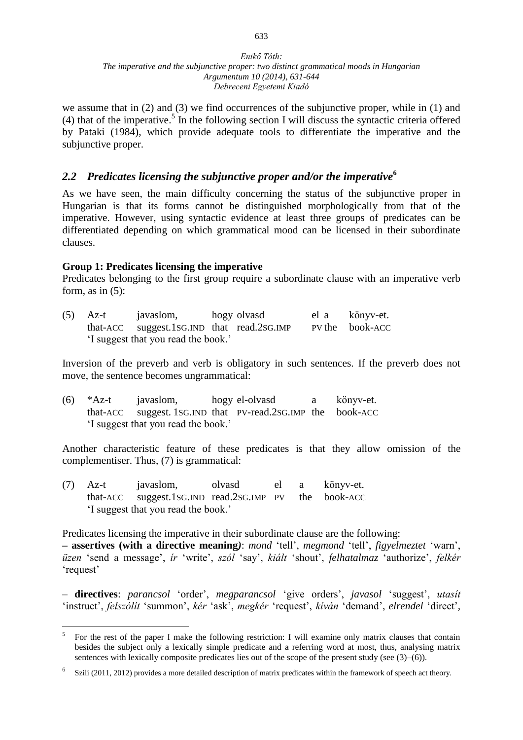we assume that in (2) and (3) we find occurrences of the subjunctive proper, while in (1) and (4) that of the imperative.[5] In the following section I will discuss the syntactic criteria offered by Pataki (1984), which provide adequate tools to differentiate the imperative and the subjunctive proper.

## *2.2 Predicates licensing the subjunctive proper and/or the imperative*[6]

As we have seen, the main difficulty concerning the status of the subjunctive proper in Hungarian is that its forms cannot be distinguished morphologically from that of the imperative. However, using syntactic evidence at least three groups of predicates can be differentiated depending on which grammatical mood can be licensed in their subordinate clauses.

**Group 1: Predicates licensing the imperative**

Predicates belonging to the first group require a subordinate clause with an imperative verb form, as in (5):

(5) Az-t javaslom, hogy olvasd el a könyv-et.
that-ACC suggest.1SG.IND that read.2SG.IMP PV the book-ACC
'I suggest that you read the book.'

Inversion of the preverb and verb is obligatory in such sentences. If the preverb does not move, the sentence becomes ungrammatical:

(6) *Az-t javaslom, hogy el-olvasd a könyv-et.
that-ACC suggest. 1SG.IND that PV-read.2SG.IMP the book-ACC
'I suggest that you read the book.'

Another characteristic feature of these predicates is that they allow omission of the complementiser. Thus, (7) is grammatical:

(7) Az-t javaslom, olvasd el a könyv-et.
that-ACC suggest.1SG.IND read.2SG.IMP PV the book-ACC
'I suggest that you read the book.'

Predicates licensing the imperative in their subordinate clause are the following:

– **assertives (with a directive meaning)**: *mond* 'tell', *megmond* 'tell', *figyelmeztet* 'warn', *üzen* 'send a message', *ír* 'write', *szól* 'say', *kiált* 'shout', *felhatalmaz* 'authorize', *felkér* 'request'

– **directives**: *parancsol* 'order', *megparancsol* 'give orders', *javasol* 'suggest', *utasít* 'instruct', *felszólít* 'summon', *kér* 'ask', *megkér* 'request', *kíván* 'demand', *elrendel* 'direct',

[5] For the rest of the paper I make the following restriction: I will examine only matrix clauses that contain besides the subject only a lexically simple predicate and a referring word at most, thus, analysing matrix sentences with lexically composite predicates lies out of the scope of the present study (see (3)–(6)).

[6] Szili (2011, 2012) provides a more detailed description of matrix predicates within the framework of speech act theory.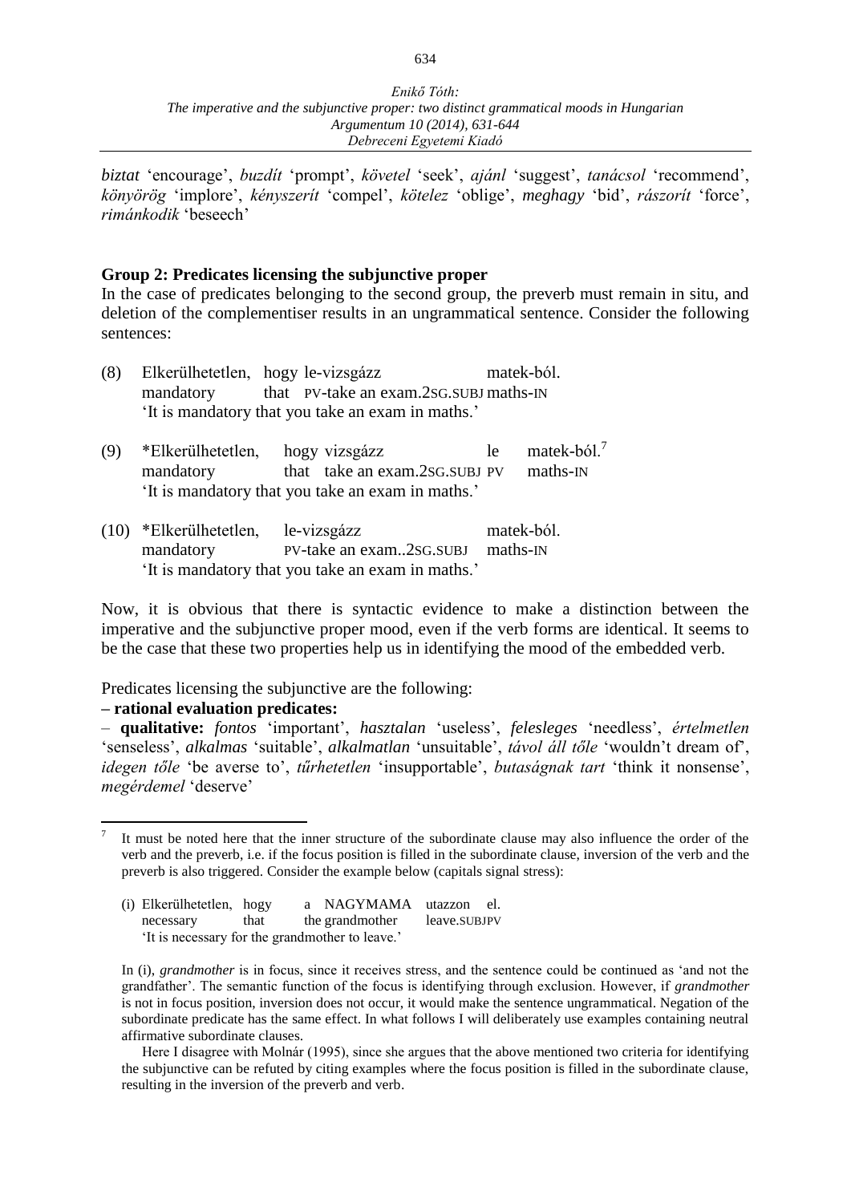*biztat* 'encourage', *buzdít* 'prompt', *követel* 'seek', *ajánl* 'suggest', *tanácsol* 'recommend', *könyörög* 'implore', *kényszerít* 'compel', *kötelez* 'oblige', *meghagy* 'bid', *rászorít* 'force', *rimánkodik* 'beseech'

**Group 2: Predicates licensing the subjunctive proper**

In the case of predicates belonging to the second group, the preverb must remain in situ, and deletion of the complementiser results in an ungrammatical sentence. Consider the following sentences:

(8) Elkerülhetetlen, hogy le-vizsgázz matek-ból.
mandatory that PV-take an exam.2SG.SUBJ maths-IN
'It is mandatory that you take an exam in maths.'

(9) *Elkerülhetetlen, hogy vizsgázz le matek-ból.[7]
mandatory that take an exam.2SG.SUBJ PV maths-IN
'It is mandatory that you take an exam in maths.'

(10) *Elkerülhetetlen, le-vizsgázz matek-ból.
mandatory PV-take an exam..2SG.SUBJ maths-IN
'It is mandatory that you take an exam in maths.'

Now, it is obvious that there is syntactic evidence to make a distinction between the imperative and the subjunctive proper mood, even if the verb forms are identical. It seems to be the case that these two properties help us in identifying the mood of the embedded verb.

Predicates licensing the subjunctive are the following:

**– rational evaluation predicates:**

– **qualitative:** *fontos* 'important', *hasztalan* 'useless', *felesleges* 'needless', *értelmetlen* 'senseless', *alkalmas* 'suitable', *alkalmatlan* 'unsuitable', *távol áll tőle* 'wouldn't dream of', *idegen tőle* 'be averse to', *tűrhetetlen* 'insupportable', *butaságnak tart* 'think it nonsense', *megérdemel* 'deserve'

---

[7] It must be noted here that the inner structure of the subordinate clause may also influence the order of the verb and the preverb, i.e. if the focus position is filled in the subordinate clause, inversion of the verb and the preverb is also triggered. Consider the example below (capitals signal stress):

(i) Elkerülhetetlen, hogy a NAGYMAMA utazzon el.
necessary that the grandmother leave.SUBJPV
'It is necessary for the grandmother to leave.'

In (i), *grandmother* is in focus, since it receives stress, and the sentence could be continued as 'and not the grandfather'. The semantic function of the focus is identifying through exclusion. However, if *grandmother* is not in focus position, inversion does not occur, it would make the sentence ungrammatical. Negation of the subordinate predicate has the same effect. In what follows I will deliberately use examples containing neutral affirmative subordinate clauses.

Here I disagree with Molnár (1995), since she argues that the above mentioned two criteria for identifying the subjunctive can be refuted by citing examples where the focus position is filled in the subordinate clause, resulting in the inversion of the preverb and verb.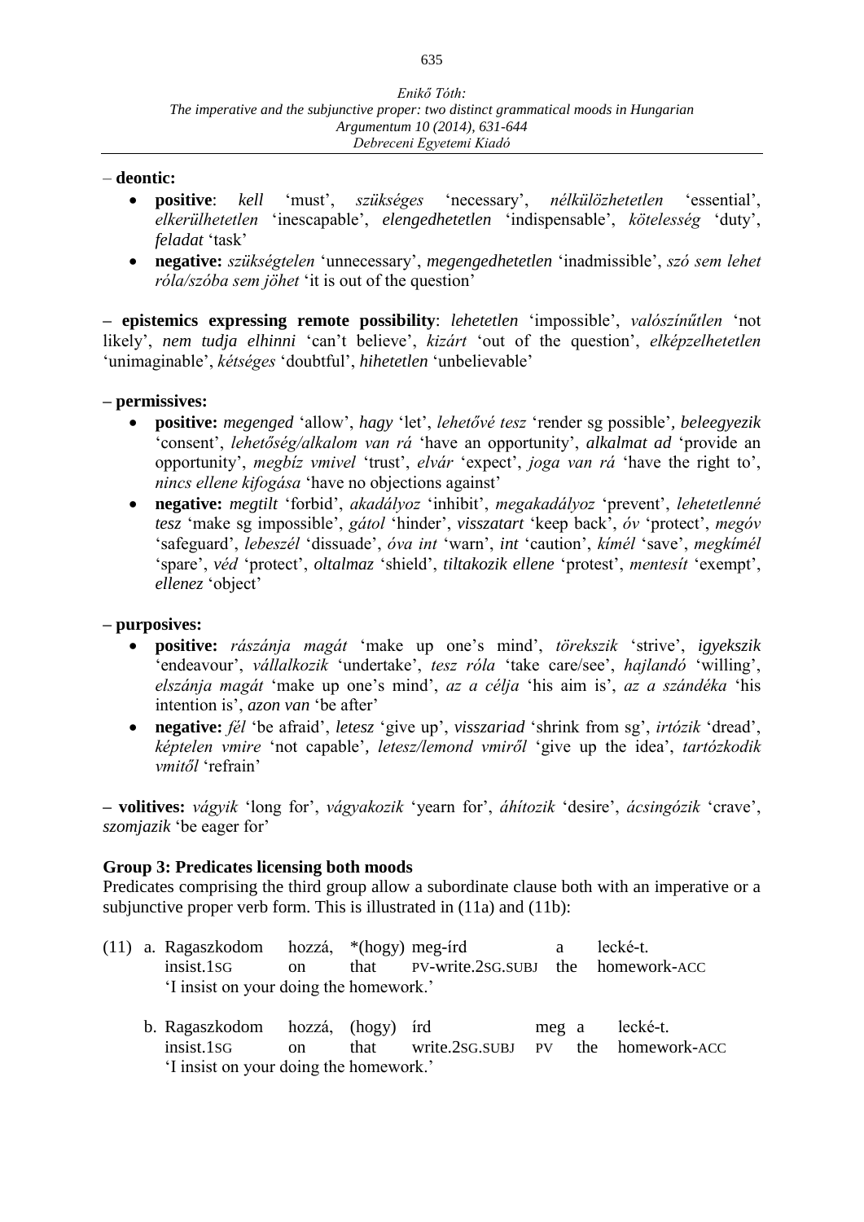– **deontic:**

- **positive**: *kell* 'must', *szükséges* 'necessary', *nélkülözhetetlen* 'essential', *elkerülhetetlen* 'inescapable', *elengedhetetlen* 'indispensable', *kötelesség* 'duty', *feladat* 'task'
- **negative:** *szükségtelen* 'unnecessary', *megengedhetetlen* 'inadmissible', *szó sem lehet róla/szóba sem jöhet* 'it is out of the question'

– **epistemics expressing remote possibility**: *lehetetlen* 'impossible', *valószínűtlen* 'not likely', *nem tudja elhinni* 'can't believe', *kizárt* 'out of the question', *elképzelhetetlen* 'unimaginable', *kétséges* 'doubtful', *hihetetlen* 'unbelievable'

– **permissives:**

- **positive:** *megenged* 'allow', *hagy* 'let', *lehetővé tesz* 'render sg possible', *beleegyezik* 'consent', *lehetőség/alkalom van rá* 'have an opportunity', *alkalmat ad* 'provide an opportunity', *megbíz vmivel* 'trust', *elvár* 'expect', *joga van rá* 'have the right to', *nincs ellene kifogása* 'have no objections against'
- **negative:** *megtilt* 'forbid', *akadályoz* 'inhibit', *megakadályoz* 'prevent', *lehetetlenné tesz* 'make sg impossible', *gátol* 'hinder', *visszatart* 'keep back', *óv* 'protect', *megóv* 'safeguard', *lebeszél* 'dissuade', *óva int* 'warn', *int* 'caution', *kímél* 'save', *megkímél* 'spare', *véd* 'protect', *oltalmaz* 'shield', *tiltakozik ellene* 'protest', *mentesít* 'exempt', *ellenez* 'object'

– **purposives:**

- **positive:** *rászánja magát* 'make up one's mind', *törekszik* 'strive', *igyekszik* 'endeavour', *vállalkozik* 'undertake', *tesz róla* 'take care/see', *hajlandó* 'willing', *elszánja magát* 'make up one's mind', *az a célja* 'his aim is', *az a szándéka* 'his intention is', *azon van* 'be after'
- **negative:** *fél* 'be afraid', *letesz* 'give up', *visszariad* 'shrink from sg', *irtózik* 'dread', *képtelen vmire* 'not capable', *letesz/lemond vmiről* 'give up the idea', *tartózkodik vmitől* 'refrain'

– **volitives:** *vágyik* 'long for', *vágyakozik* 'yearn for', *áhítozik* 'desire', *ácsingózik* 'crave', *szomjazik* 'be eager for'

**Group 3: Predicates licensing both moods**

Predicates comprising the third group allow a subordinate clause both with an imperative or a subjunctive proper verb form. This is illustrated in (11a) and (11b):

(11) a. Ragaszkodom hozzá, \*(hogy) meg-írd a lecké-t.
insist.1SG on that PV-write.2SG.SUBJ the homework-ACC
'I insist on your doing the homework.'

b. Ragaszkodom hozzá, (hogy) írd meg a lecké-t.
insist.1SG on that write.2SG.SUBJ PV the homework-ACC
'I insist on your doing the homework.'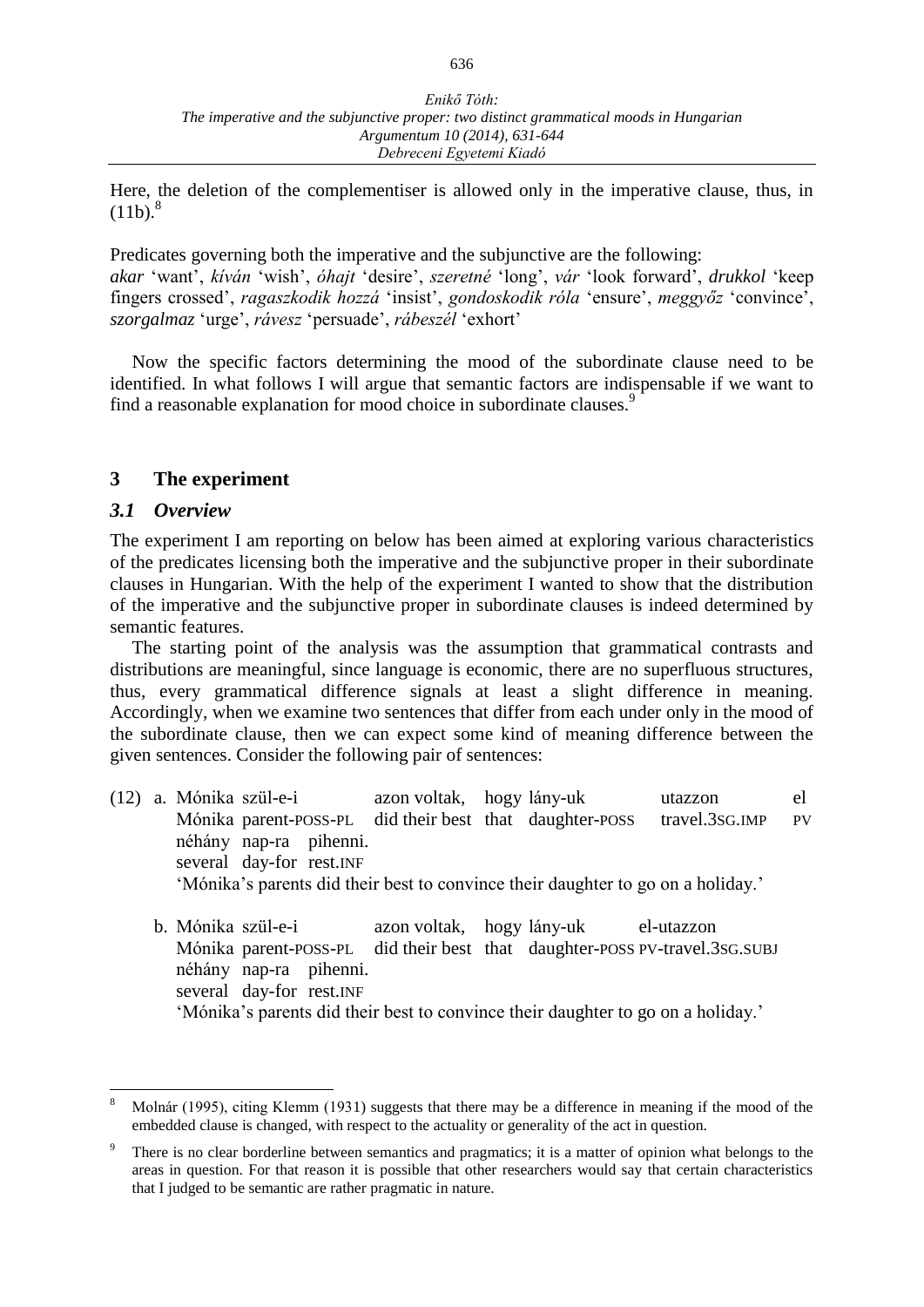Here, the deletion of the complementiser is allowed only in the imperative clause, thus, in (11b).[8]

Predicates governing both the imperative and the subjunctive are the following:
*akar* 'want', *kíván* 'wish', *óhajt* 'desire', *szeretné* 'long', *vár* 'look forward', *drukkol* 'keep fingers crossed', *ragaszkodik hozzá* 'insist', *gondoskodik róla* 'ensure', *meggyőz* 'convince', *szorgalmaz* 'urge', *rávesz* 'persuade', *rábeszél* 'exhort'

Now the specific factors determining the mood of the subordinate clause need to be identified. In what follows I will argue that semantic factors are indispensable if we want to find a reasonable explanation for mood choice in subordinate clauses.[9]

## 3 The experiment

### *3.1 Overview*

The experiment I am reporting on below has been aimed at exploring various characteristics of the predicates licensing both the imperative and the subjunctive proper in their subordinate clauses in Hungarian. With the help of the experiment I wanted to show that the distribution of the imperative and the subjunctive proper in subordinate clauses is indeed determined by semantic features.

The starting point of the analysis was the assumption that grammatical contrasts and distributions are meaningful, since language is economic, there are no superfluous structures, thus, every grammatical difference signals at least a slight difference in meaning. Accordingly, when we examine two sentences that differ from each under only in the mood of the subordinate clause, then we can expect some kind of meaning difference between the given sentences. Consider the following pair of sentences:

(12) a. Mónika szül-e-i azon voltak, hogy lány-uk utazzon el
Mónika parent-POSS-PL did their best that daughter-POSS travel.3SG.IMP PV
néhány nap-ra pihenni.
several day-for rest.INF
'Mónika's parents did their best to convince their daughter to go on a holiday.'

b. Mónika szül-e-i azon voltak, hogy lány-uk el-utazzon
Mónika parent-POSS-PL did their best that daughter-POSS PV-travel.3SG.SUBJ
néhány nap-ra pihenni.
several day-for rest.INF
'Mónika's parents did their best to convince their daughter to go on a holiday.'

---

[8] Molnár (1995), citing Klemm (1931) suggests that there may be a difference in meaning if the mood of the embedded clause is changed, with respect to the actuality or generality of the act in question.

[9] There is no clear borderline between semantics and pragmatics; it is a matter of opinion what belongs to the areas in question. For that reason it is possible that other researchers would say that certain characteristics that I judged to be semantic are rather pragmatic in nature.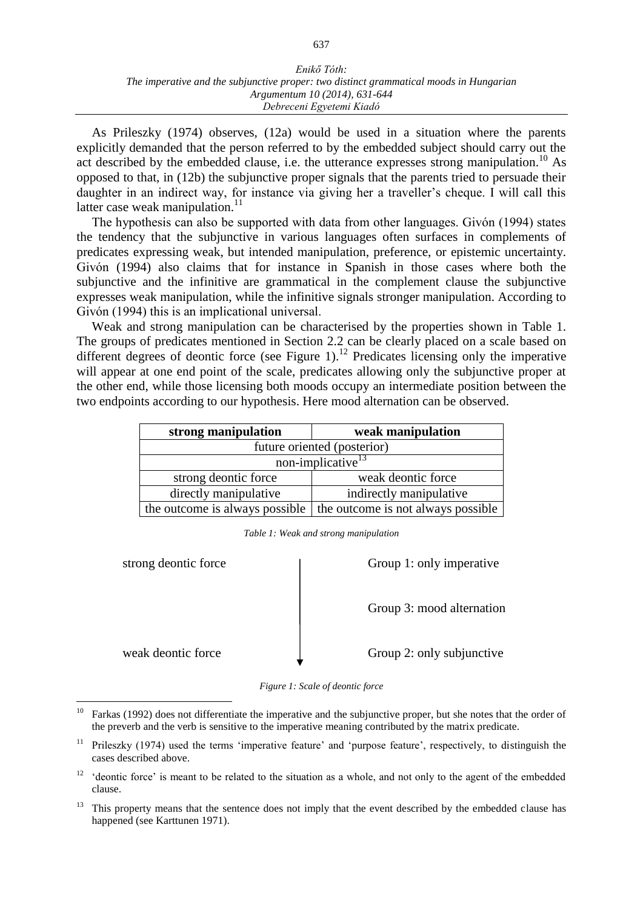As Prileszky (1974) observes, (12a) would be used in a situation where the parents explicitly demanded that the person referred to by the embedded subject should carry out the act described by the embedded clause, i.e. the utterance expresses strong manipulation.[10] As opposed to that, in (12b) the subjunctive proper signals that the parents tried to persuade their daughter in an indirect way, for instance via giving her a traveller's cheque. I will call this latter case weak manipulation.[11]

The hypothesis can also be supported with data from other languages. Givón (1994) states the tendency that the subjunctive in various languages often surfaces in complements of predicates expressing weak, but intended manipulation, preference, or epistemic uncertainty. Givón (1994) also claims that for instance in Spanish in those cases where both the subjunctive and the infinitive are grammatical in the complement clause the subjunctive expresses weak manipulation, while the infinitive signals stronger manipulation. According to Givón (1994) this is an implicational universal.

Weak and strong manipulation can be characterised by the properties shown in Table 1. The groups of predicates mentioned in Section 2.2 can be clearly placed on a scale based on different degrees of deontic force (see Figure 1).[12] Predicates licensing only the imperative will appear at one end point of the scale, predicates allowing only the subjunctive proper at the other end, while those licensing both moods occupy an intermediate position between the two endpoints according to our hypothesis. Here mood alternation can be observed.

| **strong manipulation** | **weak manipulation** |
|---|---|
| future oriented (posterior) | |
| non-implicative[13] | |
| strong deontic force | weak deontic force |
| directly manipulative | indirectly manipulative |
| the outcome is always possible | the outcome is not always possible |

*Table 1: Weak and strong manipulation*

| | | |
|---|---|---|
| strong deontic force | ↓ | Group 1: only imperative |
| | | Group 3: mood alternation |
| weak deontic force | | Group 2: only subjunctive |

*Figure 1: Scale of deontic force*

---

[10] Farkas (1992) does not differentiate the imperative and the subjunctive proper, but she notes that the order of the preverb and the verb is sensitive to the imperative meaning contributed by the matrix predicate.

[11] Prileszky (1974) used the terms 'imperative feature' and 'purpose feature', respectively, to distinguish the cases described above.

[12] 'deontic force' is meant to be related to the situation as a whole, and not only to the agent of the embedded clause.

[13] This property means that the sentence does not imply that the event described by the embedded clause has happened (see Karttunen 1971).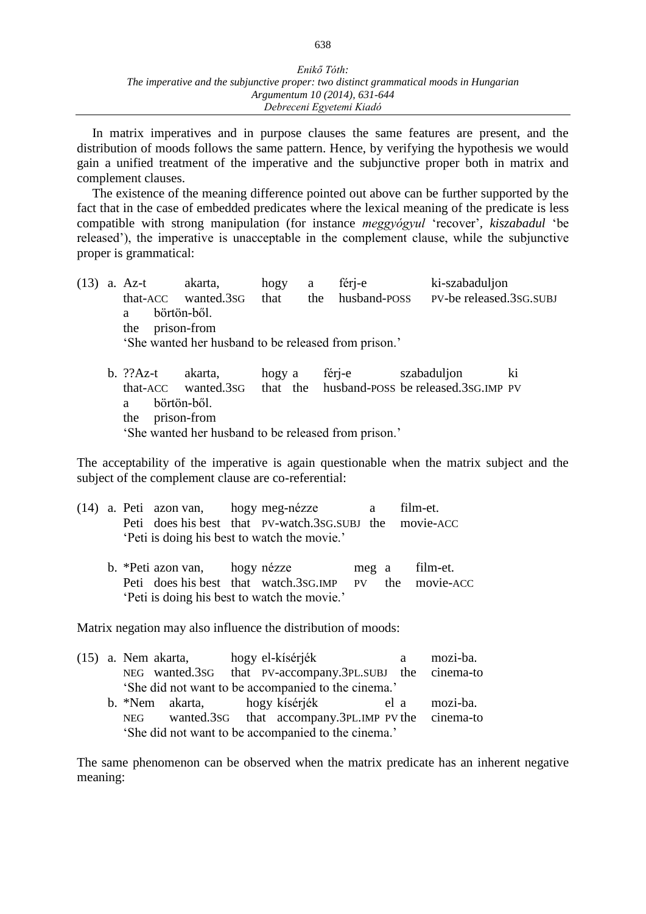In matrix imperatives and in purpose clauses the same features are present, and the distribution of moods follows the same pattern. Hence, by verifying the hypothesis we would gain a unified treatment of the imperative and the subjunctive proper both in matrix and complement clauses.

The existence of the meaning difference pointed out above can be further supported by the fact that in the case of embedded predicates where the lexical meaning of the predicate is less compatible with strong manipulation (for instance *meggyógyul* 'recover', *kiszabadul* 'be released'), the imperative is unacceptable in the complement clause, while the subjunctive proper is grammatical:

(13) a. Az-t akarta, hogy a férj-e ki-szabaduljon
that-ACC wanted.3SG that the husband-POSS PV-be released.3SG.SUBJ
a börtön-ből.
the prison-from
'She wanted her husband to be released from prison.'

b. ??Az-t akarta, hogy a férj-e szabaduljon ki
that-ACC wanted.3SG that the husband-POSS be released.3SG.IMP PV
a börtön-ből.
the prison-from
'She wanted her husband to be released from prison.'

The acceptability of the imperative is again questionable when the matrix subject and the subject of the complement clause are co-referential:

(14) a. Peti azon van, hogy meg-nézze a film-et.
Peti does his best that PV-watch.3SG.SUBJ the movie-ACC
'Peti is doing his best to watch the movie.'

b. *Peti azon van, hogy nézze meg a film-et.
Peti does his best that watch.3SG.IMP PV the movie-ACC
'Peti is doing his best to watch the movie.'

Matrix negation may also influence the distribution of moods:

(15) a. Nem akarta, hogy el-kísérjék a mozi-ba.
NEG wanted.3SG that PV-accompany.3PL.SUBJ the cinema-to
'She did not want to be accompanied to the cinema.'

b. *Nem akarta, hogy kísérjék el a mozi-ba.
NEG wanted.3SG that accompany.3PL.IMP PV the cinema-to
'She did not want to be accompanied to the cinema.'

The same phenomenon can be observed when the matrix predicate has an inherent negative meaning: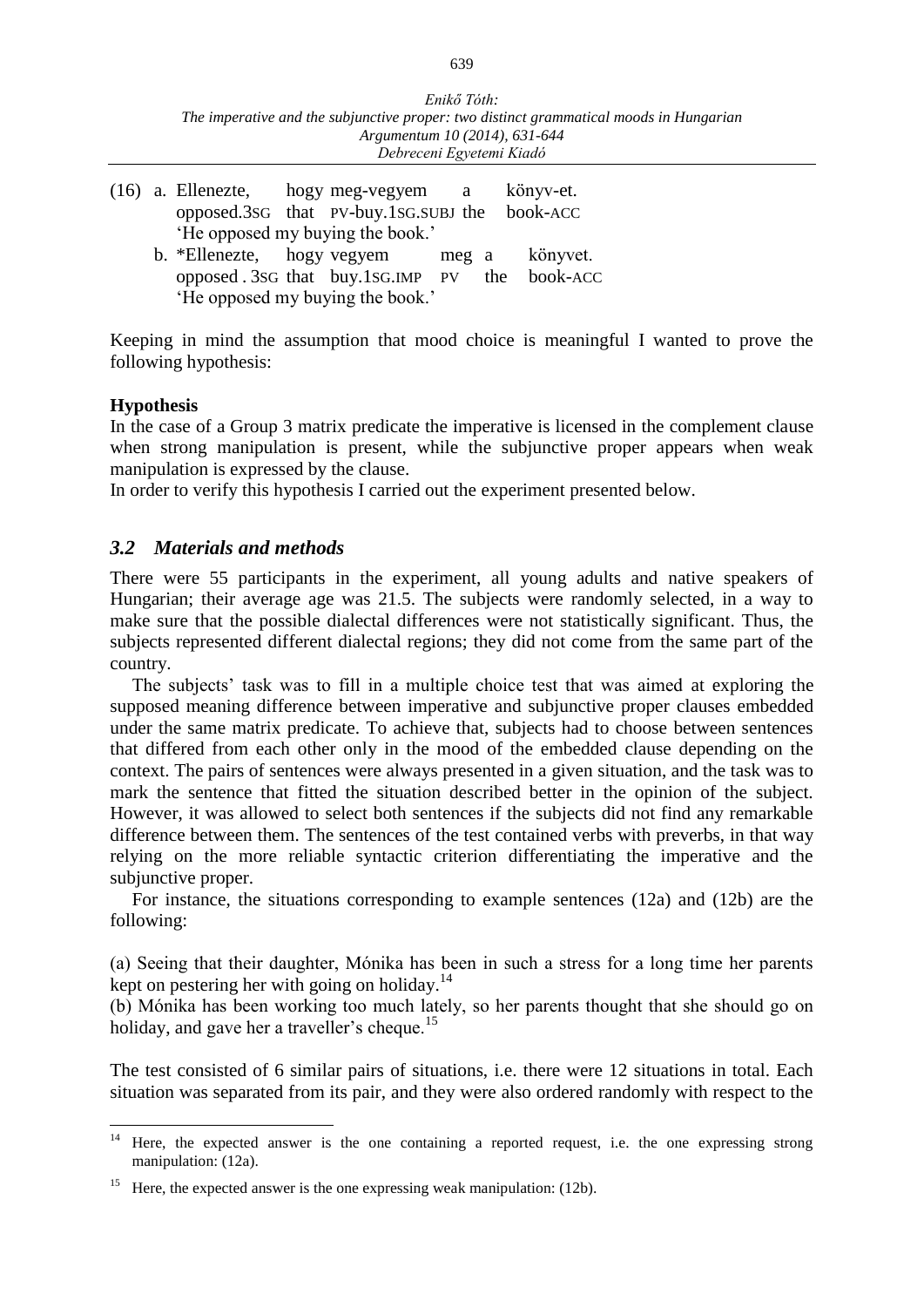(16) a. Ellenezte, hogy meg-vegyem a könyv-et.
opposed.3SG that PV-buy.1SG.SUBJ the book-ACC
'He opposed my buying the book.'

b. *Ellenezte, hogy vegyem meg a könyvet.
opposed . 3SG that buy.1SG.IMP PV the book-ACC
'He opposed my buying the book.'

Keeping in mind the assumption that mood choice is meaningful I wanted to prove the following hypothesis:

**Hypothesis**

In the case of a Group 3 matrix predicate the imperative is licensed in the complement clause when strong manipulation is present, while the subjunctive proper appears when weak manipulation is expressed by the clause.

In order to verify this hypothesis I carried out the experiment presented below.

### *3.2 Materials and methods*

There were 55 participants in the experiment, all young adults and native speakers of Hungarian; their average age was 21.5. The subjects were randomly selected, in a way to make sure that the possible dialectal differences were not statistically significant. Thus, the subjects represented different dialectal regions; they did not come from the same part of the country.

The subjects' task was to fill in a multiple choice test that was aimed at exploring the supposed meaning difference between imperative and subjunctive proper clauses embedded under the same matrix predicate. To achieve that, subjects had to choose between sentences that differed from each other only in the mood of the embedded clause depending on the context. The pairs of sentences were always presented in a given situation, and the task was to mark the sentence that fitted the situation described better in the opinion of the subject. However, it was allowed to select both sentences if the subjects did not find any remarkable difference between them. The sentences of the test contained verbs with preverbs, in that way relying on the more reliable syntactic criterion differentiating the imperative and the subjunctive proper.

For instance, the situations corresponding to example sentences (12a) and (12b) are the following:

(a) Seeing that their daughter, Mónika has been in such a stress for a long time her parents kept on pestering her with going on holiday.[14]

(b) Mónika has been working too much lately, so her parents thought that she should go on holiday, and gave her a traveller's cheque.[15]

The test consisted of 6 similar pairs of situations, i.e. there were 12 situations in total. Each situation was separated from its pair, and they were also ordered randomly with respect to the

[14] Here, the expected answer is the one containing a reported request, i.e. the one expressing strong manipulation: (12a).

[15] Here, the expected answer is the one expressing weak manipulation: (12b).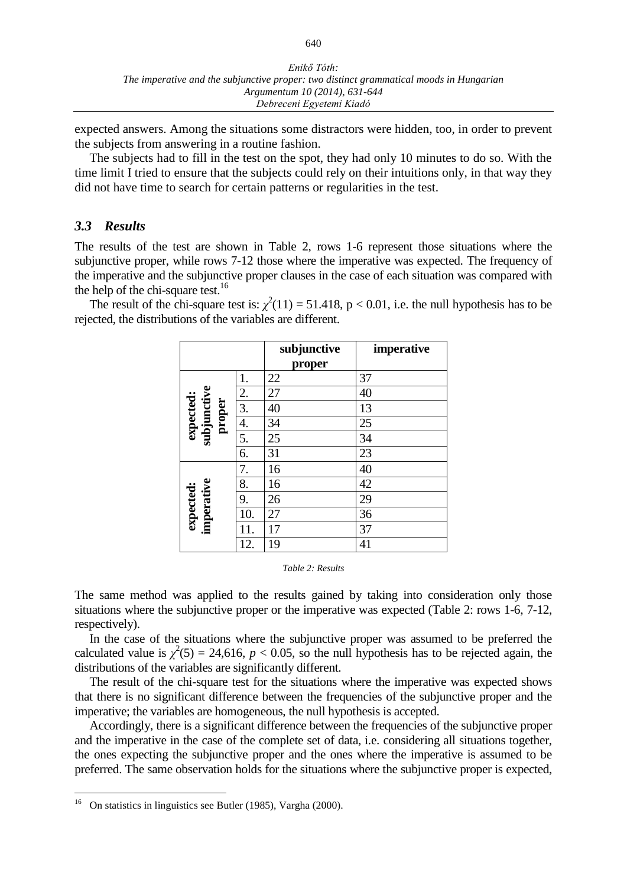expected answers. Among the situations some distractors were hidden, too, in order to prevent the subjects from answering in a routine fashion.

The subjects had to fill in the test on the spot, they had only 10 minutes to do so. With the time limit I tried to ensure that the subjects could rely on their intuitions only, in that way they did not have time to search for certain patterns or regularities in the test.

### *3.3 Results*

The results of the test are shown in Table 2, rows 1-6 represent those situations where the subjunctive proper, while rows 7-12 those where the imperative was expected. The frequency of the imperative and the subjunctive proper clauses in the case of each situation was compared with the help of the chi-square test.[16]

The result of the chi-square test is: $\chi^2(11) = 51.418$, $p < 0.01$, i.e. the null hypothesis has to be rejected, the distributions of the variables are different.

| | | **subjunctive proper** | **imperative** |
|---|---|---|---|
| **expected: subjunctive proper** | 1. | 22 | 37 |
| | 2. | 27 | 40 |
| | 3. | 40 | 13 |
| | 4. | 34 | 25 |
| | 5. | 25 | 34 |
| | 6. | 31 | 23 |
| **expected: imperative** | 7. | 16 | 40 |
| | 8. | 16 | 42 |
| | 9. | 26 | 29 |
| | 10. | 27 | 36 |
| | 11. | 17 | 37 |
| | 12. | 19 | 41 |

*Table 2: Results*

The same method was applied to the results gained by taking into consideration only those situations where the subjunctive proper or the imperative was expected (Table 2: rows 1-6, 7-12, respectively).

In the case of the situations where the subjunctive proper was assumed to be preferred the calculated value is $\chi^2(5) = 24{,}616$, $p < 0.05$, so the null hypothesis has to be rejected again, the distributions of the variables are significantly different.

The result of the chi-square test for the situations where the imperative was expected shows that there is no significant difference between the frequencies of the subjunctive proper and the imperative; the variables are homogeneous, the null hypothesis is accepted.

Accordingly, there is a significant difference between the frequencies of the subjunctive proper and the imperative in the case of the complete set of data, i.e. considering all situations together, the ones expecting the subjunctive proper and the ones where the imperative is assumed to be preferred. The same observation holds for the situations where the subjunctive proper is expected,

[16] On statistics in linguistics see Butler (1985), Vargha (2000).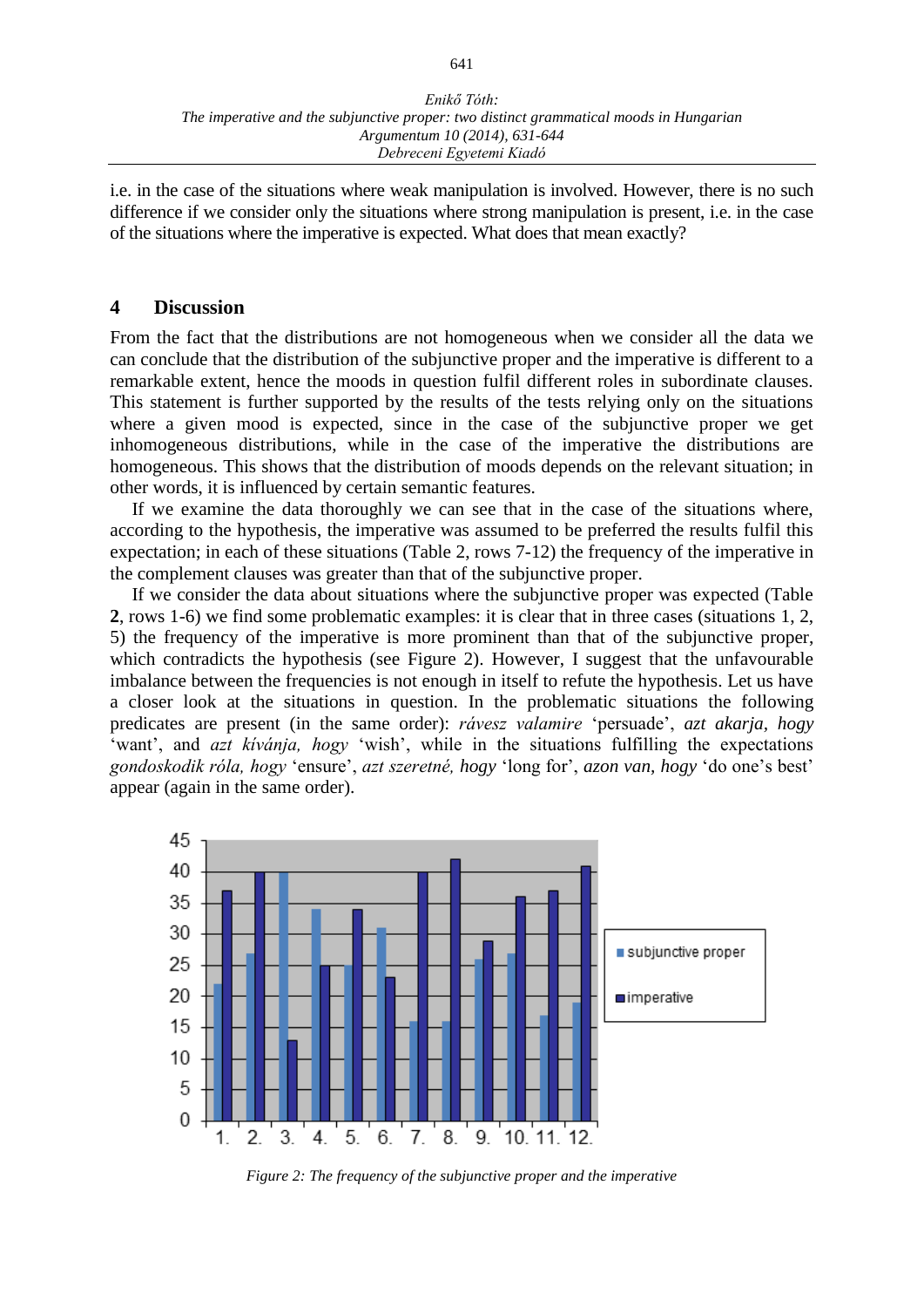i.e. in the case of the situations where weak manipulation is involved. However, there is no such difference if we consider only the situations where strong manipulation is present, i.e. in the case of the situations where the imperative is expected. What does that mean exactly?

## 4 Discussion

From the fact that the distributions are not homogeneous when we consider all the data we can conclude that the distribution of the subjunctive proper and the imperative is different to a remarkable extent, hence the moods in question fulfil different roles in subordinate clauses. This statement is further supported by the results of the tests relying only on the situations where a given mood is expected, since in the case of the subjunctive proper we get inhomogeneous distributions, while in the case of the imperative the distributions are homogeneous. This shows that the distribution of moods depends on the relevant situation; in other words, it is influenced by certain semantic features.

If we examine the data thoroughly we can see that in the case of the situations where, according to the hypothesis, the imperative was assumed to be preferred the results fulfil this expectation; in each of these situations (Table 2, rows 7-12) the frequency of the imperative in the complement clauses was greater than that of the subjunctive proper.

If we consider the data about situations where the subjunctive proper was expected (Table **2**, rows 1-6) we find some problematic examples: it is clear that in three cases (situations 1, 2, 5) the frequency of the imperative is more prominent than that of the subjunctive proper, which contradicts the hypothesis (see Figure 2). However, I suggest that the unfavourable imbalance between the frequencies is not enough in itself to refute the hypothesis. Let us have a closer look at the situations in question. In the problematic situations the following predicates are present (in the same order): *rávesz valamire* 'persuade', *azt akarja, hogy* 'want', and *azt kívánja, hogy* 'wish', while in the situations fulfilling the expectations *gondoskodik róla, hogy* 'ensure', *azt szeretné, hogy* 'long for', *azon van, hogy* 'do one's best' appear (again in the same order).

| Situation | subjunctive proper | imperative |
|---|---|---|
| 1. | 22 | 37 |
| 2. | 27 | 40 |
| 3. | 40 | 13 |
| 4. | 34 | 25 |
| 5. | 25 | 34 |
| 6. | 31 | 23 |
| 7. | 16 | 40 |
| 8. | 16 | 42 |
| 9. | 26 | 29 |
| 10. | 27 | 36 |
| 11. | 17 | 37 |
| 12. | 19 | 41 |

*Figure 2: The frequency of the subjunctive proper and the imperative*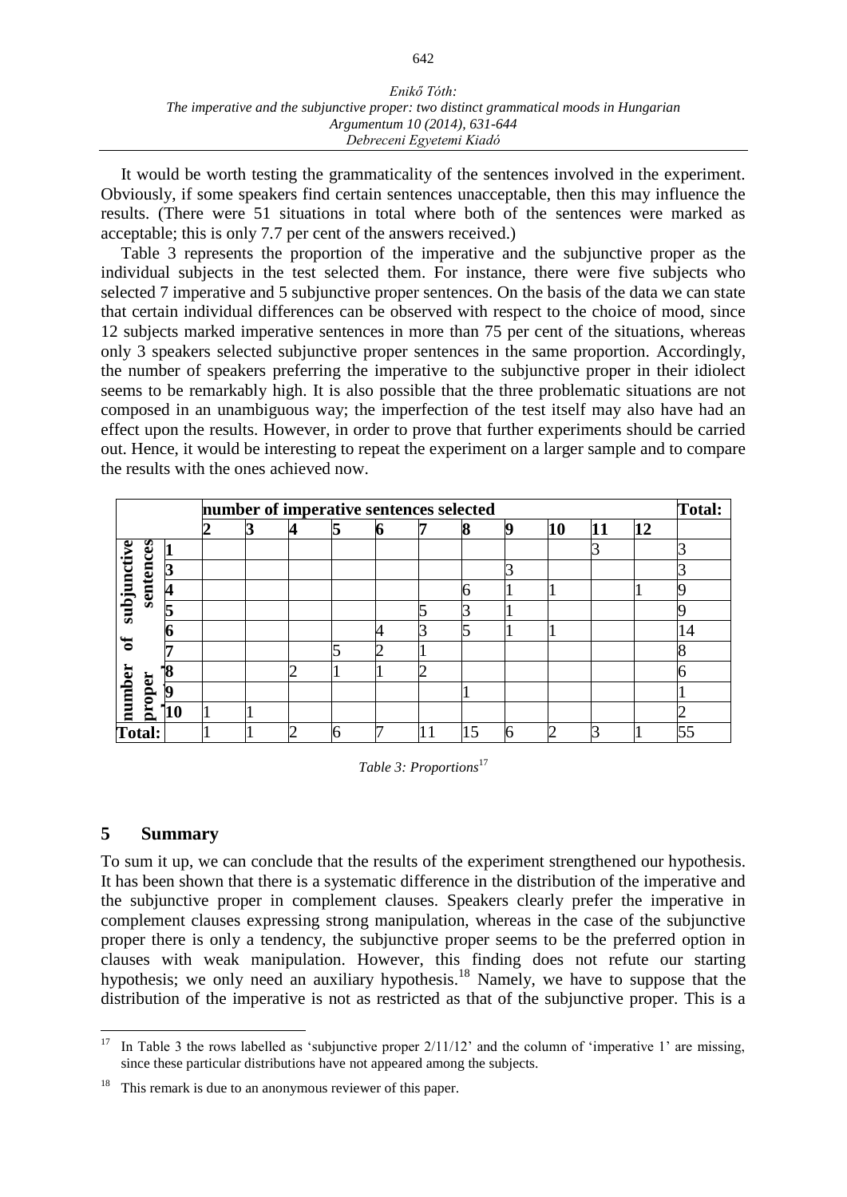It would be worth testing the grammaticality of the sentences involved in the experiment. Obviously, if some speakers find certain sentences unacceptable, then this may influence the results. (There were 51 situations in total where both of the sentences were marked as acceptable; this is only 7.7 per cent of the answers received.)

Table 3 represents the proportion of the imperative and the subjunctive proper as the individual subjects in the test selected them. For instance, there were five subjects who selected 7 imperative and 5 subjunctive proper sentences. On the basis of the data we can state that certain individual differences can be observed with respect to the choice of mood, since 12 subjects marked imperative sentences in more than 75 per cent of the situations, whereas only 3 speakers selected subjunctive proper sentences in the same proportion. Accordingly, the number of speakers preferring the imperative to the subjunctive proper in their idiolect seems to be remarkably high. It is also possible that the three problematic situations are not composed in an unambiguous way; the imperfection of the test itself may also have had an effect upon the results. However, in order to prove that further experiments should be carried out. Hence, it would be interesting to repeat the experiment on a larger sample and to compare the results with the ones achieved now.

| | | **number of imperative sentences selected** | | | | | | | | | | | **Total:** |
|---|---|---|---|---|---|---|---|---|---|---|---|---|---|
| | | **2** | **3** | **4** | **5** | **6** | **7** | **8** | **9** | **10** | **11** | **12** | |
| **number of subjunctive proper sentences** | **1** | | | | | | | | | | 3 | | 3 |
| | **3** | | | | | | | | 3 | | | | 3 |
| | **4** | | | | | | | 6 | 1 | 1 | | 1 | 9 |
| | **5** | | | | | | 5 | 3 | 1 | | | | 9 |
| | **6** | | | | | 4 | 3 | 5 | 1 | 1 | | | 14 |
| | **7** | | | | 5 | 2 | 1 | | | | | | 8 |
| | **8** | | | 2 | 1 | 1 | 2 | | | | | | 6 |
| | **9** | | | | | | | 1 | | | | | 1 |
| | **10** | 1 | 1 | | | | | | | | | | 2 |
| **Total:** | | 1 | 1 | 2 | 6 | 7 | 11 | 15 | 6 | 2 | 3 | 1 | 55 |

*Table 3: Proportions*[17]

## 5 Summary

To sum it up, we can conclude that the results of the experiment strengthened our hypothesis. It has been shown that there is a systematic difference in the distribution of the imperative and the subjunctive proper in complement clauses. Speakers clearly prefer the imperative in complement clauses expressing strong manipulation, whereas in the case of the subjunctive proper there is only a tendency, the subjunctive proper seems to be the preferred option in clauses with weak manipulation. However, this finding does not refute our starting hypothesis; we only need an auxiliary hypothesis.[18] Namely, we have to suppose that the distribution of the imperative is not as restricted as that of the subjunctive proper. This is a

---

[17] In Table 3 the rows labelled as 'subjunctive proper 2/11/12' and the column of 'imperative 1' are missing, since these particular distributions have not appeared among the subjects.

[18] This remark is due to an anonymous reviewer of this paper.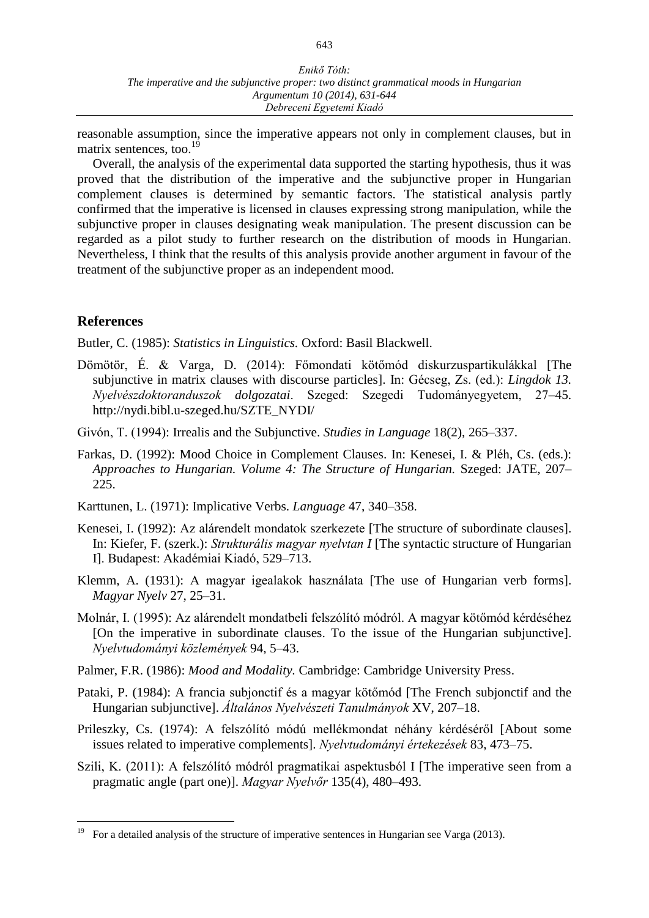reasonable assumption, since the imperative appears not only in complement clauses, but in matrix sentences, too.[19]

Overall, the analysis of the experimental data supported the starting hypothesis, thus it was proved that the distribution of the imperative and the subjunctive proper in Hungarian complement clauses is determined by semantic factors. The statistical analysis partly confirmed that the imperative is licensed in clauses expressing strong manipulation, while the subjunctive proper in clauses designating weak manipulation. The present discussion can be regarded as a pilot study to further research on the distribution of moods in Hungarian. Nevertheless, I think that the results of this analysis provide another argument in favour of the treatment of the subjunctive proper as an independent mood.

## References

Butler, C. (1985): *Statistics in Linguistics.* Oxford: Basil Blackwell.

Dömötör, É. & Varga, D. (2014): Főmondati kötőmód diskurzuspartikulákkal [The subjunctive in matrix clauses with discourse particles]. In: Gécseg, Zs. (ed.): *Lingdok 13. Nyelvészdoktoranduszok dolgozatai*. Szeged: Szegedi Tudományegyetem, 27–45. http://nydi.bibl.u-szeged.hu/SZTE_NYDI/

Givón, T. (1994): Irrealis and the Subjunctive. *Studies in Language* 18(2), 265–337.

Farkas, D. (1992): Mood Choice in Complement Clauses. In: Kenesei, I. & Pléh, Cs. (eds.): *Approaches to Hungarian. Volume 4: The Structure of Hungarian.* Szeged: JATE, 207–225.

Karttunen, L. (1971): Implicative Verbs. *Language* 47, 340–358.

Kenesei, I. (1992): Az alárendelt mondatok szerkezete [The structure of subordinate clauses]. In: Kiefer, F. (szerk.): *Strukturális magyar nyelvtan I* [The syntactic structure of Hungarian I]. Budapest: Akadémiai Kiadó, 529–713.

Klemm, A. (1931): A magyar igealakok használata [The use of Hungarian verb forms]. *Magyar Nyelv* 27, 25–31.

Molnár, I. (1995): Az alárendelt mondatbeli felszólító módról. A magyar kötőmód kérdéséhez [On the imperative in subordinate clauses. To the issue of the Hungarian subjunctive]. *Nyelvtudományi közlemények* 94, 5–43.

Palmer, F.R. (1986): *Mood and Modality.* Cambridge: Cambridge University Press.

Pataki, P. (1984): A francia subjonctif és a magyar kötőmód [The French subjonctif and the Hungarian subjunctive]. *Általános Nyelvészeti Tanulmányok* XV, 207–18.

Prileszky, Cs. (1974): A felszólító módú mellékmondat néhány kérdéséről [About some issues related to imperative complements]. *Nyelvtudományi értekezések* 83, 473–75.

Szili, K. (2011): A felszólító módról pragmatikai aspektusból I [The imperative seen from a pragmatic angle (part one)]. *Magyar Nyelvőr* 135(4), 480–493.

[19] For a detailed analysis of the structure of imperative sentences in Hungarian see Varga (2013).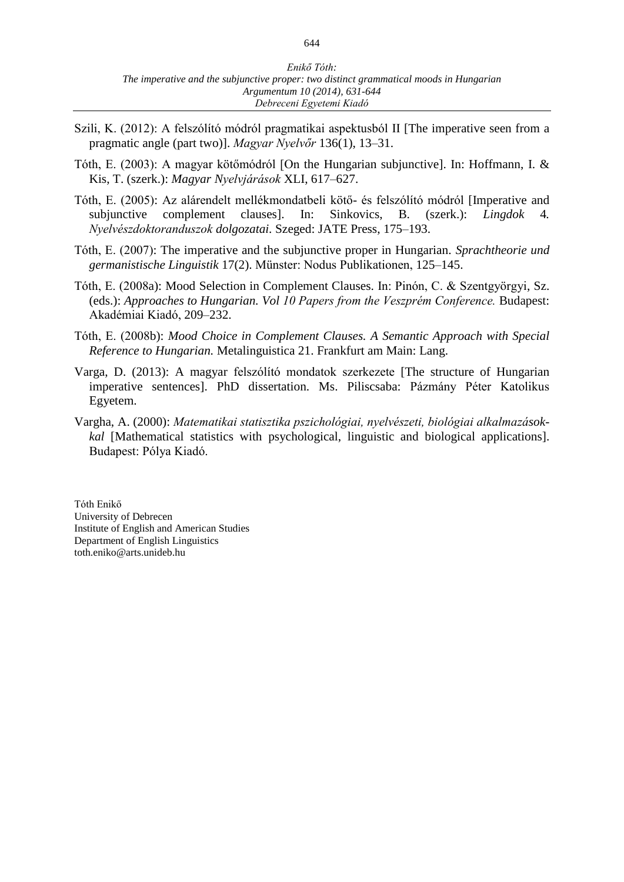Szili, K. (2012): A felszólító módról pragmatikai aspektusból II [The imperative seen from a pragmatic angle (part two)]. *Magyar Nyelvőr* 136(1), 13–31.

Tóth, E. (2003): A magyar kötőmódról [On the Hungarian subjunctive]. In: Hoffmann, I. & Kis, T. (szerk.): *Magyar Nyelvjárások* XLI, 617–627.

Tóth, E. (2005): Az alárendelt mellékmondatbeli kötő- és felszólító módról [Imperative and subjunctive complement clauses]. In: Sinkovics, B. (szerk.): *Lingdok* 4*. Nyelvészdoktoranduszok dolgozatai*. Szeged: JATE Press, 175–193.

Tóth, E. (2007): The imperative and the subjunctive proper in Hungarian. *Sprachtheorie und germanistische Linguistik* 17(2). Münster: Nodus Publikationen, 125–145.

Tóth, E. (2008a): Mood Selection in Complement Clauses. In: Pinón, C. & Szentgyörgyi, Sz. (eds.): *Approaches to Hungarian. Vol 10 Papers from the Veszprém Conference.* Budapest: Akadémiai Kiadó, 209–232.

Tóth, E. (2008b): *Mood Choice in Complement Clauses. A Semantic Approach with Special Reference to Hungarian.* Metalinguistica 21. Frankfurt am Main: Lang.

Varga, D. (2013): A magyar felszólító mondatok szerkezete [The structure of Hungarian imperative sentences]. PhD dissertation. Ms. Piliscsaba: Pázmány Péter Katolikus Egyetem.

Vargha, A. (2000): *Matematikai statisztika pszichológiai, nyelvészeti, biológiai alkalmazásokkal* [Mathematical statistics with psychological, linguistic and biological applications]. Budapest: Pólya Kiadó.

Tóth Enikő
University of Debrecen
Institute of English and American Studies
Department of English Linguistics
toth.eniko@arts.unideb.hu